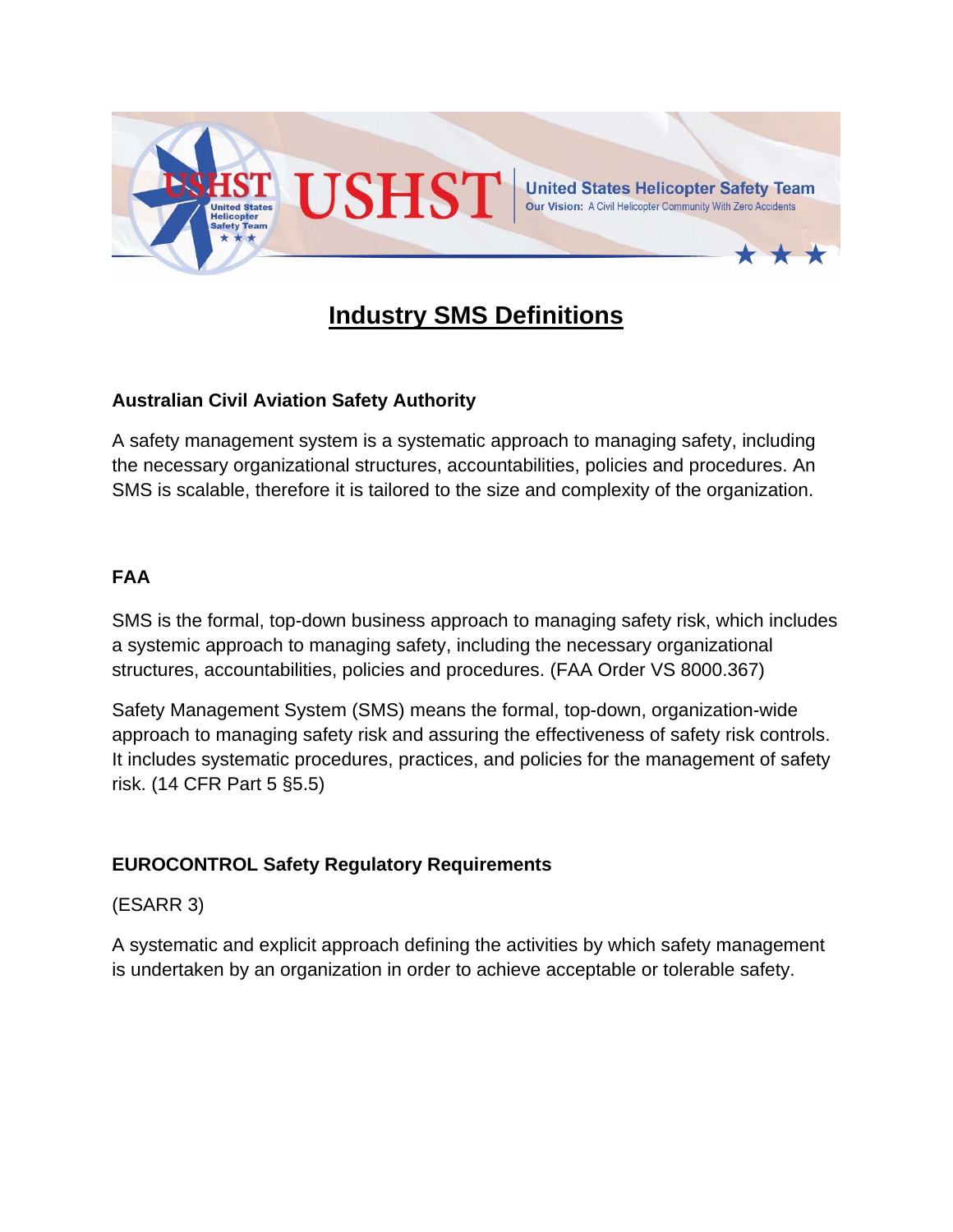# Industry SMS Definitions

### Australian Civil Aviation Safety Authority

A safety management system is a systematic approach to managing safety, including the necessary organizational structures, accountabilities, policies and procedures. An SMS is scalable, therefore it is tailored to the size and complexity of the organization.

### FAA

SMS is the formal, top-down business approach to managing safety risk, which includes a systemic approach to managing safety, including the necessary organizational structures, accountabilities, policies and procedures. (FAA Order VS 8000.367)

Safety Management System (SMS) means the formal, top-down, organization-wide approach to managing safety risk and assuring the effectiveness of safety risk controls. It includes systematic procedures, practices, and policies for the management of safety risk. (14 CFR Part 5 §5.5)

### EUROCONTROL Safety Regulatory Requirements

(ESARR 3)

A systematic and explicit approach defining the activities by which safety management is undertaken by an organization in order to achieve acceptable or tolerable safety.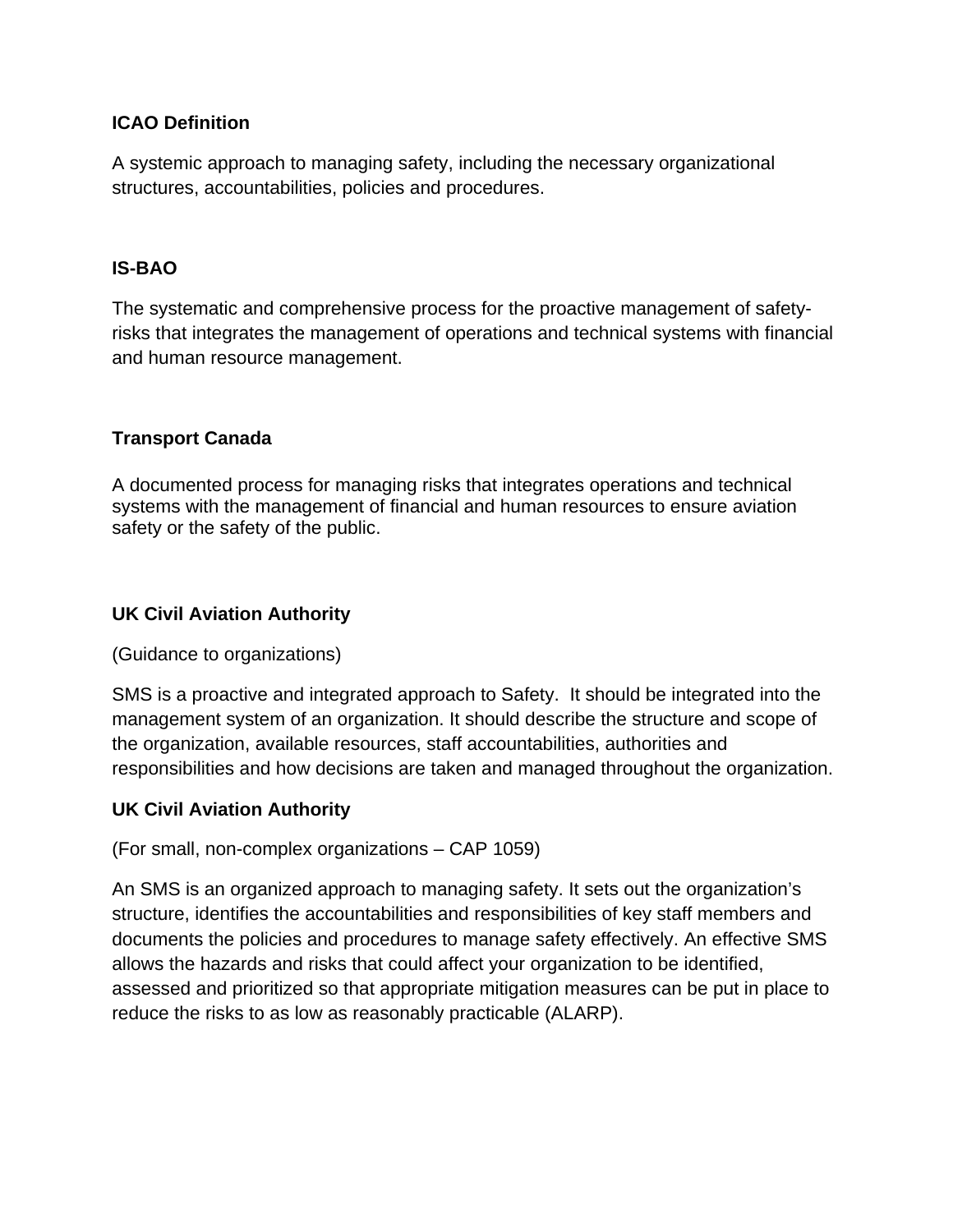**ICAO Definition**

A systemic approach to managing safety, including the necessary organizational structures, accountabilities, policies and procedures.

**IS-BAO**

The systematic and comprehensive process for the proactive management of safety-risks that integrates the management of operations and technical systems with financial and human resource management.

**Transport Canada**

A documented process for managing risks that integrates operations and technical systems with the management of financial and human resources to ensure aviation safety or the safety of the public.

**UK Civil Aviation Authority**

(Guidance to organizations)

SMS is a proactive and integrated approach to Safety. It should be integrated into the management system of an organization. It should describe the structure and scope of the organization, available resources, staff accountabilities, authorities and responsibilities and how decisions are taken and managed throughout the organization.

**UK Civil Aviation Authority**

(For small, non-complex organizations – CAP 1059)

An SMS is an organized approach to managing safety. It sets out the organization's structure, identifies the accountabilities and responsibilities of key staff members and documents the policies and procedures to manage safety effectively. An effective SMS allows the hazards and risks that could affect your organization to be identified, assessed and prioritized so that appropriate mitigation measures can be put in place to reduce the risks to as low as reasonably practicable (ALARP).